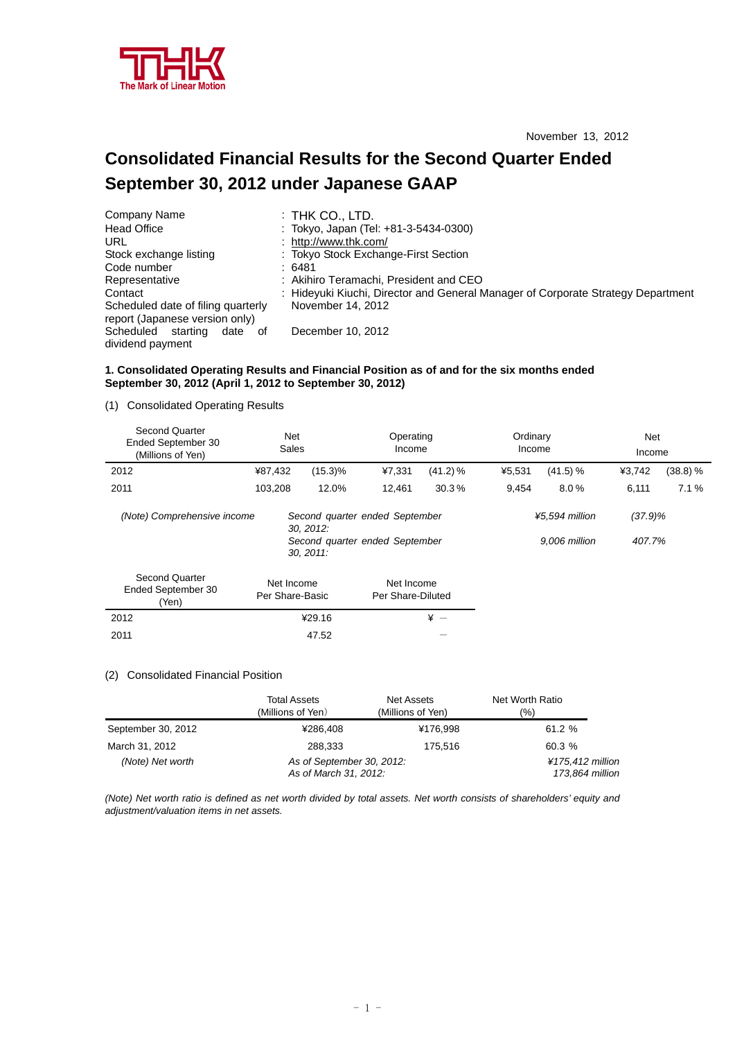THK
The Mark of Linear Motion

November 13, 2012

# Consolidated Financial Results for the Second Quarter Ended September 30, 2012 under Japanese GAAP

| | |
|---|---|
| Company Name | : THK CO., LTD. |
| Head Office | : Tokyo, Japan (Tel: +81-3-5434-0300) |
| URL | : http://www.thk.com/ |
| Stock exchange listing | : Tokyo Stock Exchange-First Section |
| Code number | : 6481 |
| Representative | : Akihiro Teramachi, President and CEO |
| Contact | : Hideyuki Kiuchi, Director and General Manager of Corporate Strategy Department |
| Scheduled date of filing quarterly report (Japanese version only) | November 14, 2012 |
| Scheduled starting date of dividend payment | December 10, 2012 |

**1. Consolidated Operating Results and Financial Position as of and for the six months ended September 30, 2012 (April 1, 2012 to September 30, 2012)**

(1) Consolidated Operating Results

| Second Quarter Ended September 30 (Millions of Yen) | Net Sales | | Operating Income | | Ordinary Income | | Net Income | |
|---|---|---|---|---|---|---|---|---|
| 2012 | ¥87,432 | (15.3)% | ¥7,331 | (41.2) % | ¥5,531 | (41.5) % | ¥3,742 | (38.8) % |
| 2011 | 103,208 | 12.0% | 12,461 | 30.3 % | 9,454 | 8.0 % | 6,111 | 7.1 % |

*(Note) Comprehensive income*

| | | |
|---|---|---|
| *Second quarter ended September 30, 2012:* | *¥5,594 million* | *(37.9)%* |
| *Second quarter ended September 30, 2011:* | *9,006 million* | *407.7%* |

| Second Quarter Ended September 30 (Yen) | Net Income Per Share-Basic | Net Income Per Share-Diluted |
|---|---|---|
| 2012 | ¥29.16 | ¥ — |
| 2011 | 47.52 | — |

(2) Consolidated Financial Position

| | Total Assets (Millions of Yen) | Net Assets (Millions of Yen) | Net Worth Ratio (%) |
|---|---|---|---|
| September 30, 2012 | ¥286,408 | ¥176,998 | 61.2 % |
| March 31, 2012 | 288,333 | 175,516 | 60.3 % |

*(Note) Net worth*

| | |
|---|---|
| *As of September 30, 2012:* | *¥175,412 million* |
| *As of March 31, 2012:* | *173,864 million* |

*(Note) Net worth ratio is defined as net worth divided by total assets. Net worth consists of shareholders' equity and adjustment/valuation items in net assets.*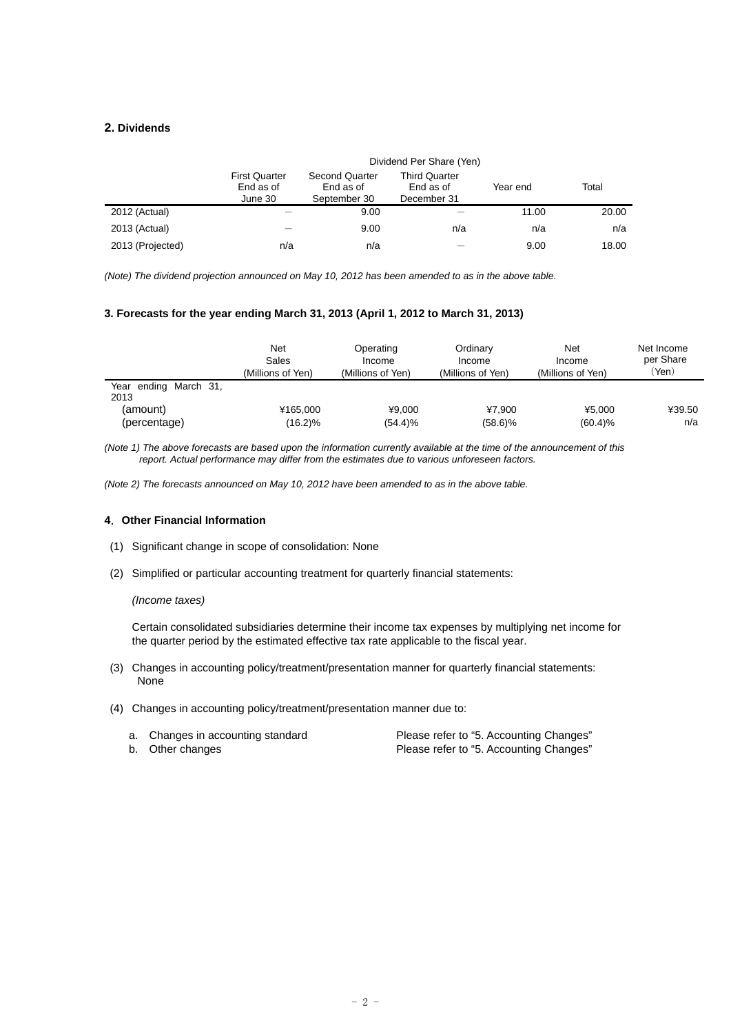## 2. Dividends

| | Dividend Per Share (Yen) | | | | |
|---|---|---|---|---|---|
| | First Quarter End as of June 30 | Second Quarter End as of September 30 | Third Quarter End as of December 31 | Year end | Total |
| 2012 (Actual) | — | 9.00 | — | 11.00 | 20.00 |
| 2013 (Actual) | — | 9.00 | n/a | n/a | n/a |
| 2013 (Projected) | n/a | n/a | — | 9.00 | 18.00 |

*(Note) The dividend projection announced on May 10, 2012 has been amended to as in the above table.*

### 3. Forecasts for the year ending March 31, 2013 (April 1, 2012 to March 31, 2013)

| | Net Sales (Millions of Yen) | Operating Income (Millions of Yen) | Ordinary Income (Millions of Yen) | Net Income (Millions of Yen) | Net Income per Share （Yen） |
|---|---|---|---|---|---|
| Year ending March 31, 2013 | | | | | |
| (amount) | ¥165,000 | ¥9,000 | ¥7,900 | ¥5,000 | ¥39.50 |
| (percentage) | (16.2)% | (54.4)% | (58.6)% | (60.4)% | n/a |

*(Note 1) The above forecasts are based upon the information currently available at the time of the announcement of this report. Actual performance may differ from the estimates due to various unforeseen factors.*

*(Note 2) The forecasts announced on May 10, 2012 have been amended to as in the above table.*

### 4. Other Financial Information

(1) Significant change in scope of consolidation: None

(2) Simplified or particular accounting treatment for quarterly financial statements:

*(Income taxes)*

Certain consolidated subsidiaries determine their income tax expenses by multiplying net income for the quarter period by the estimated effective tax rate applicable to the fiscal year.

(3) Changes in accounting policy/treatment/presentation manner for quarterly financial statements: None

(4) Changes in accounting policy/treatment/presentation manner due to:

a. Changes in accounting standard — Please refer to "5. Accounting Changes"
b. Other changes — Please refer to "5. Accounting Changes"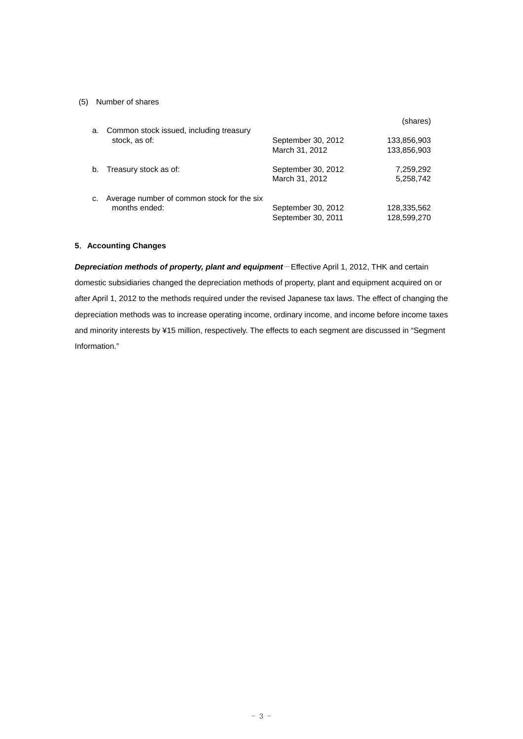(5) Number of shares

| | | (shares) |
|---|---|---|
| a. Common stock issued, including treasury stock, as of: | September 30, 2012 | 133,856,903 |
| | March 31, 2012 | 133,856,903 |
| b. Treasury stock as of: | September 30, 2012 | 7,259,292 |
| | March 31, 2012 | 5,258,742 |
| c. Average number of common stock for the six months ended: | September 30, 2012 | 128,335,562 |
| | September 30, 2011 | 128,599,270 |

## 5. Accounting Changes

***Depreciation methods of property, plant and equipment***－Effective April 1, 2012, THK and certain domestic subsidiaries changed the depreciation methods of property, plant and equipment acquired on or after April 1, 2012 to the methods required under the revised Japanese tax laws. The effect of changing the depreciation methods was to increase operating income, ordinary income, and income before income taxes and minority interests by ¥15 million, respectively. The effects to each segment are discussed in "Segment Information."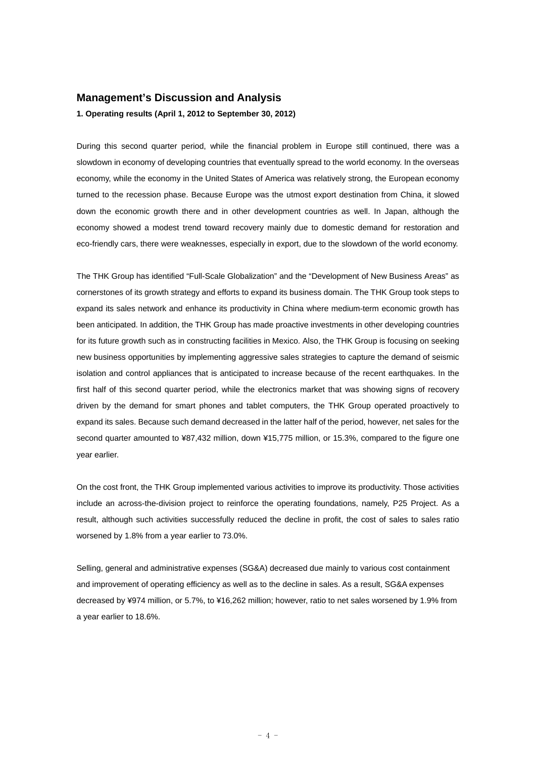## Management's Discussion and Analysis

**1. Operating results (April 1, 2012 to September 30, 2012)**

During this second quarter period, while the financial problem in Europe still continued, there was a slowdown in economy of developing countries that eventually spread to the world economy. In the overseas economy, while the economy in the United States of America was relatively strong, the European economy turned to the recession phase. Because Europe was the utmost export destination from China, it slowed down the economic growth there and in other development countries as well. In Japan, although the economy showed a modest trend toward recovery mainly due to domestic demand for restoration and eco-friendly cars, there were weaknesses, especially in export, due to the slowdown of the world economy.

The THK Group has identified "Full-Scale Globalization" and the "Development of New Business Areas" as cornerstones of its growth strategy and efforts to expand its business domain. The THK Group took steps to expand its sales network and enhance its productivity in China where medium-term economic growth has been anticipated. In addition, the THK Group has made proactive investments in other developing countries for its future growth such as in constructing facilities in Mexico. Also, the THK Group is focusing on seeking new business opportunities by implementing aggressive sales strategies to capture the demand of seismic isolation and control appliances that is anticipated to increase because of the recent earthquakes. In the first half of this second quarter period, while the electronics market that was showing signs of recovery driven by the demand for smart phones and tablet computers, the THK Group operated proactively to expand its sales. Because such demand decreased in the latter half of the period, however, net sales for the second quarter amounted to ¥87,432 million, down ¥15,775 million, or 15.3%, compared to the figure one year earlier.

On the cost front, the THK Group implemented various activities to improve its productivity. Those activities include an across-the-division project to reinforce the operating foundations, namely, P25 Project. As a result, although such activities successfully reduced the decline in profit, the cost of sales to sales ratio worsened by 1.8% from a year earlier to 73.0%.

Selling, general and administrative expenses (SG&A) decreased due mainly to various cost containment and improvement of operating efficiency as well as to the decline in sales. As a result, SG&A expenses decreased by ¥974 million, or 5.7%, to ¥16,262 million; however, ratio to net sales worsened by 1.9% from a year earlier to 18.6%.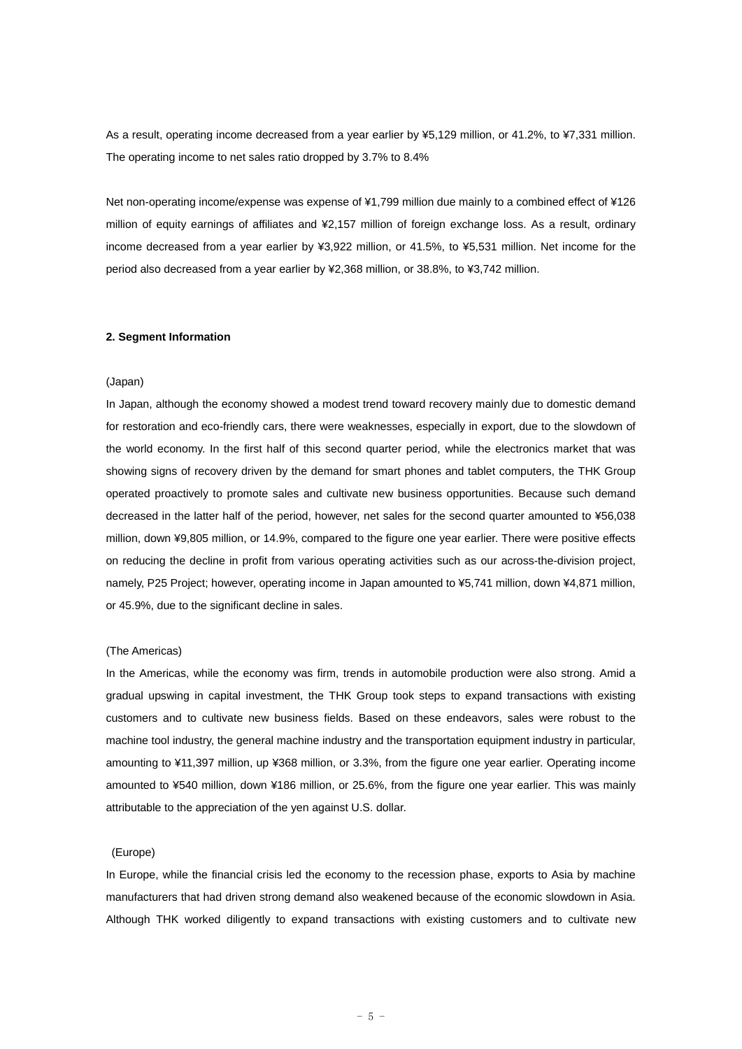As a result, operating income decreased from a year earlier by ¥5,129 million, or 41.2%, to ¥7,331 million. The operating income to net sales ratio dropped by 3.7% to 8.4%

Net non-operating income/expense was expense of ¥1,799 million due mainly to a combined effect of ¥126 million of equity earnings of affiliates and ¥2,157 million of foreign exchange loss. As a result, ordinary income decreased from a year earlier by ¥3,922 million, or 41.5%, to ¥5,531 million. Net income for the period also decreased from a year earlier by ¥2,368 million, or 38.8%, to ¥3,742 million.

**2. Segment Information**

(Japan)

In Japan, although the economy showed a modest trend toward recovery mainly due to domestic demand for restoration and eco-friendly cars, there were weaknesses, especially in export, due to the slowdown of the world economy. In the first half of this second quarter period, while the electronics market that was showing signs of recovery driven by the demand for smart phones and tablet computers, the THK Group operated proactively to promote sales and cultivate new business opportunities. Because such demand decreased in the latter half of the period, however, net sales for the second quarter amounted to ¥56,038 million, down ¥9,805 million, or 14.9%, compared to the figure one year earlier. There were positive effects on reducing the decline in profit from various operating activities such as our across-the-division project, namely, P25 Project; however, operating income in Japan amounted to ¥5,741 million, down ¥4,871 million, or 45.9%, due to the significant decline in sales.

(The Americas)

In the Americas, while the economy was firm, trends in automobile production were also strong. Amid a gradual upswing in capital investment, the THK Group took steps to expand transactions with existing customers and to cultivate new business fields. Based on these endeavors, sales were robust to the machine tool industry, the general machine industry and the transportation equipment industry in particular, amounting to ¥11,397 million, up ¥368 million, or 3.3%, from the figure one year earlier. Operating income amounted to ¥540 million, down ¥186 million, or 25.6%, from the figure one year earlier. This was mainly attributable to the appreciation of the yen against U.S. dollar.

(Europe)

In Europe, while the financial crisis led the economy to the recession phase, exports to Asia by machine manufacturers that had driven strong demand also weakened because of the economic slowdown in Asia. Although THK worked diligently to expand transactions with existing customers and to cultivate new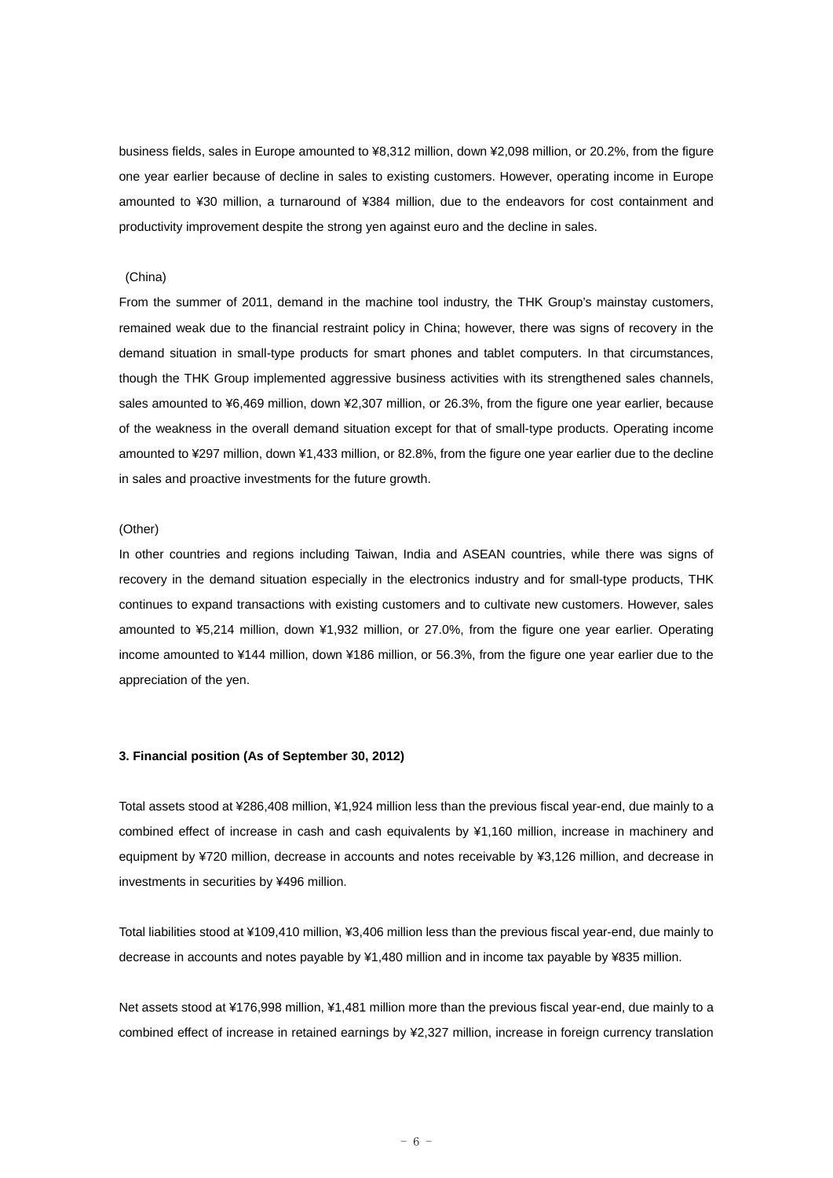business fields, sales in Europe amounted to ¥8,312 million, down ¥2,098 million, or 20.2%, from the figure one year earlier because of decline in sales to existing customers. However, operating income in Europe amounted to ¥30 million, a turnaround of ¥384 million, due to the endeavors for cost containment and productivity improvement despite the strong yen against euro and the decline in sales.

(China)

From the summer of 2011, demand in the machine tool industry, the THK Group's mainstay customers, remained weak due to the financial restraint policy in China; however, there was signs of recovery in the demand situation in small-type products for smart phones and tablet computers. In that circumstances, though the THK Group implemented aggressive business activities with its strengthened sales channels, sales amounted to ¥6,469 million, down ¥2,307 million, or 26.3%, from the figure one year earlier, because of the weakness in the overall demand situation except for that of small-type products. Operating income amounted to ¥297 million, down ¥1,433 million, or 82.8%, from the figure one year earlier due to the decline in sales and proactive investments for the future growth.

(Other)

In other countries and regions including Taiwan, India and ASEAN countries, while there was signs of recovery in the demand situation especially in the electronics industry and for small-type products, THK continues to expand transactions with existing customers and to cultivate new customers. However, sales amounted to ¥5,214 million, down ¥1,932 million, or 27.0%, from the figure one year earlier. Operating income amounted to ¥144 million, down ¥186 million, or 56.3%, from the figure one year earlier due to the appreciation of the yen.

**3. Financial position (As of September 30, 2012)**

Total assets stood at ¥286,408 million, ¥1,924 million less than the previous fiscal year-end, due mainly to a combined effect of increase in cash and cash equivalents by ¥1,160 million, increase in machinery and equipment by ¥720 million, decrease in accounts and notes receivable by ¥3,126 million, and decrease in investments in securities by ¥496 million.

Total liabilities stood at ¥109,410 million, ¥3,406 million less than the previous fiscal year-end, due mainly to decrease in accounts and notes payable by ¥1,480 million and in income tax payable by ¥835 million.

Net assets stood at ¥176,998 million, ¥1,481 million more than the previous fiscal year-end, due mainly to a combined effect of increase in retained earnings by ¥2,327 million, increase in foreign currency translation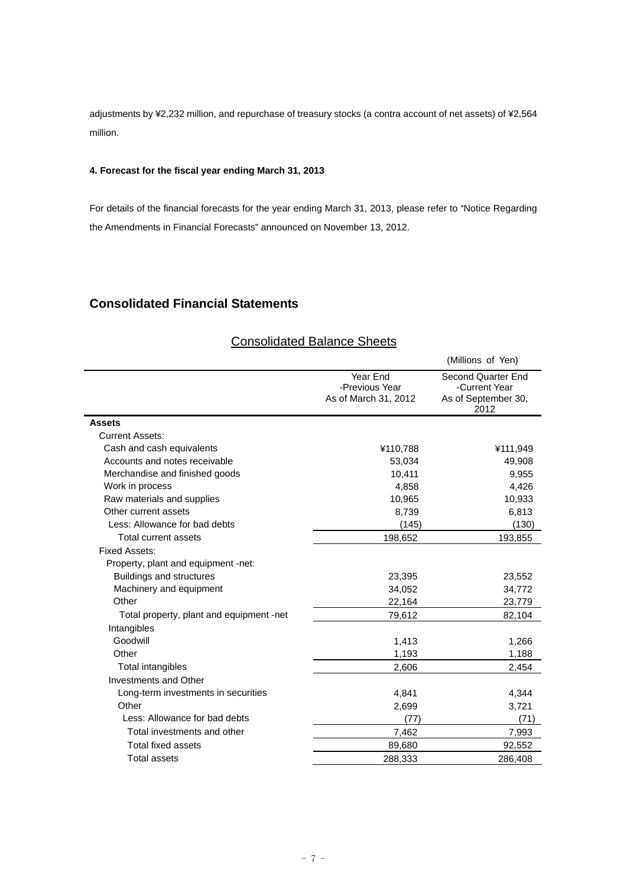adjustments by ¥2,232 million, and repurchase of treasury stocks (a contra account of net assets) of ¥2,564 million.

**4. Forecast for the fiscal year ending March 31, 2013**

For details of the financial forecasts for the year ending March 31, 2013, please refer to "Notice Regarding the Amendments in Financial Forecasts" announced on November 13, 2012.

## Consolidated Financial Statements

### Consolidated Balance Sheets

(Millions of Yen)

| | Year End -Previous Year As of March 31, 2012 | Second Quarter End -Current Year As of September 30, 2012 |
|---|---|---|
| **Assets** | | |
| Current Assets: | | |
| Cash and cash equivalents | ¥110,788 | ¥111,949 |
| Accounts and notes receivable | 53,034 | 49,908 |
| Merchandise and finished goods | 10,411 | 9,955 |
| Work in process | 4,858 | 4,426 |
| Raw materials and supplies | 10,965 | 10,933 |
| Other current assets | 8,739 | 6,813 |
| Less: Allowance for bad debts | (145) | (130) |
| Total current assets | 198,652 | 193,855 |
| Fixed Assets: | | |
| Property, plant and equipment -net: | | |
| Buildings and structures | 23,395 | 23,552 |
| Machinery and equipment | 34,052 | 34,772 |
| Other | 22,164 | 23,779 |
| Total property, plant and equipment -net | 79,612 | 82,104 |
| Intangibles | | |
| Goodwill | 1,413 | 1,266 |
| Other | 1,193 | 1,188 |
| Total intangibles | 2,606 | 2,454 |
| Investments and Other | | |
| Long-term investments in securities | 4,841 | 4,344 |
| Other | 2,699 | 3,721 |
| Less: Allowance for bad debts | (77) | (71) |
| Total investments and other | 7,462 | 7,993 |
| Total fixed assets | 89,680 | 92,552 |
| Total assets | 288,333 | 286,408 |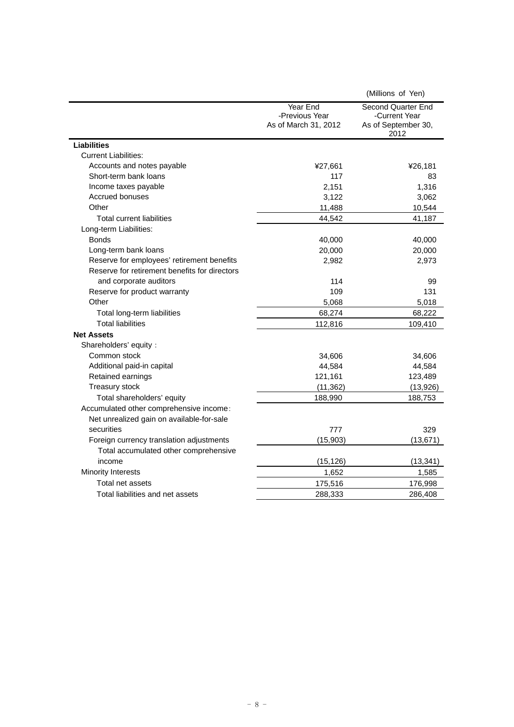(Millions of Yen)

| | Year End -Previous Year As of March 31, 2012 | Second Quarter End -Current Year As of September 30, 2012 |
|---|---|---|
| **Liabilities** | | |
| Current Liabilities: | | |
| Accounts and notes payable | ¥27,661 | ¥26,181 |
| Short-term bank loans | 117 | 83 |
| Income taxes payable | 2,151 | 1,316 |
| Accrued bonuses | 3,122 | 3,062 |
| Other | 11,488 | 10,544 |
| Total current liabilities | 44,542 | 41,187 |
| Long-term Liabilities: | | |
| Bonds | 40,000 | 40,000 |
| Long-term bank loans | 20,000 | 20,000 |
| Reserve for employees' retirement benefits | 2,982 | 2,973 |
| Reserve for retirement benefits for directors and corporate auditors | 114 | 99 |
| Reserve for product warranty | 109 | 131 |
| Other | 5,068 | 5,018 |
| Total long-term liabilities | 68,274 | 68,222 |
| Total liabilities | 112,816 | 109,410 |
| **Net Assets** | | |
| Shareholders' equity : | | |
| Common stock | 34,606 | 34,606 |
| Additional paid-in capital | 44,584 | 44,584 |
| Retained earnings | 121,161 | 123,489 |
| Treasury stock | (11,362) | (13,926) |
| Total shareholders' equity | 188,990 | 188,753 |
| Accumulated other comprehensive income: | | |
| Net unrealized gain on available-for-sale securities | 777 | 329 |
| Foreign currency translation adjustments | (15,903) | (13,671) |
| Total accumulated other comprehensive income | (15,126) | (13,341) |
| Minority Interests | 1,652 | 1,585 |
| Total net assets | 175,516 | 176,998 |
| Total liabilities and net assets | 288,333 | 286,408 |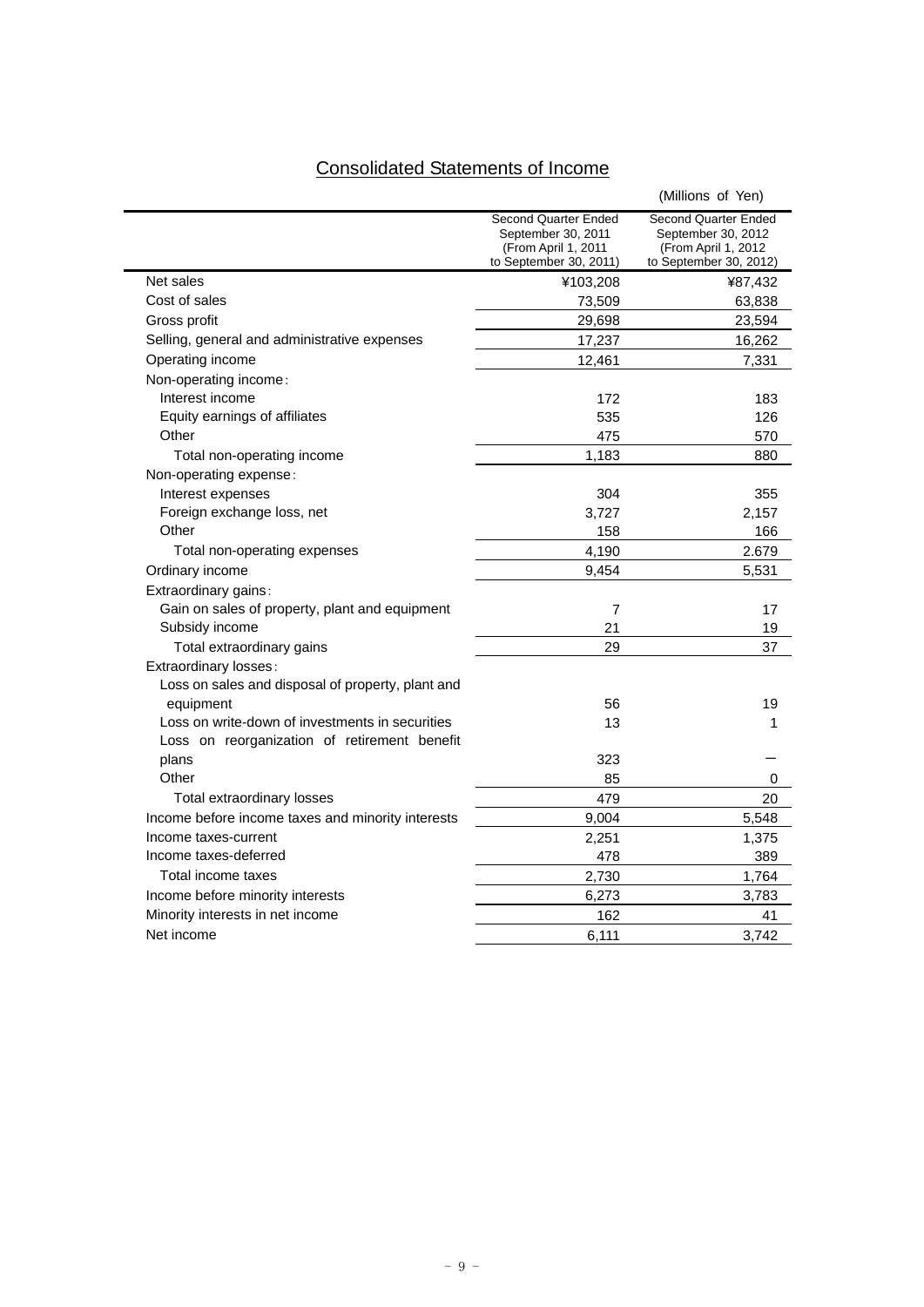# Consolidated Statements of Income

(Millions of Yen)

| | Second Quarter Ended September 30, 2011 (From April 1, 2011 to September 30, 2011) | Second Quarter Ended September 30, 2012 (From April 1, 2012 to September 30, 2012) |
|---|---|---|
| Net sales | ¥103,208 | ¥87,432 |
| Cost of sales | 73,509 | 63,838 |
| Gross profit | 29,698 | 23,594 |
| Selling, general and administrative expenses | 17,237 | 16,262 |
| Operating income | 12,461 | 7,331 |
| Non-operating income: | | |
| Interest income | 172 | 183 |
| Equity earnings of affiliates | 535 | 126 |
| Other | 475 | 570 |
| Total non-operating income | 1,183 | 880 |
| Non-operating expense: | | |
| Interest expenses | 304 | 355 |
| Foreign exchange loss, net | 3,727 | 2,157 |
| Other | 158 | 166 |
| Total non-operating expenses | 4,190 | 2.679 |
| Ordinary income | 9,454 | 5,531 |
| Extraordinary gains: | | |
| Gain on sales of property, plant and equipment | 7 | 17 |
| Subsidy income | 21 | 19 |
| Total extraordinary gains | 29 | 37 |
| Extraordinary losses: | | |
| Loss on sales and disposal of property, plant and equipment | 56 | 19 |
| Loss on write-down of investments in securities | 13 | 1 |
| Loss on reorganization of retirement benefit plans | 323 | ― |
| Other | 85 | 0 |
| Total extraordinary losses | 479 | 20 |
| Income before income taxes and minority interests | 9,004 | 5,548 |
| Income taxes-current | 2,251 | 1,375 |
| Income taxes-deferred | 478 | 389 |
| Total income taxes | 2,730 | 1,764 |
| Income before minority interests | 6,273 | 3,783 |
| Minority interests in net income | 162 | 41 |
| Net income | 6,111 | 3,742 |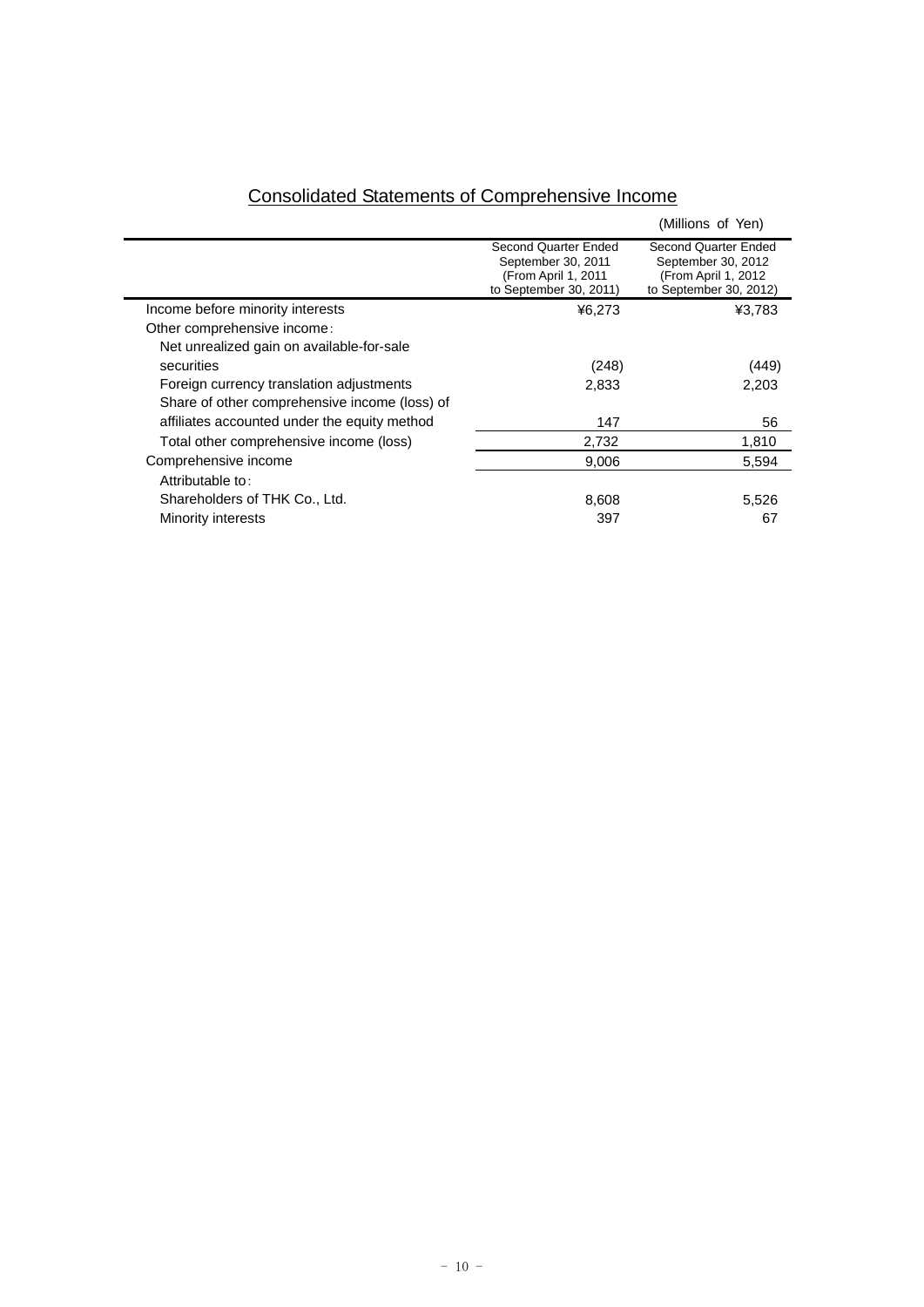## Consolidated Statements of Comprehensive Income

(Millions of Yen)

| | Second Quarter Ended September 30, 2011 (From April 1, 2011 to September 30, 2011) | Second Quarter Ended September 30, 2012 (From April 1, 2012 to September 30, 2012) |
|---|---|---|
| Income before minority interests | ¥6,273 | ¥3,783 |
| Other comprehensive income: | | |
| Net unrealized gain on available-for-sale securities | (248) | (449) |
| Foreign currency translation adjustments | 2,833 | 2,203 |
| Share of other comprehensive income (loss) of affiliates accounted under the equity method | 147 | 56 |
| Total other comprehensive income (loss) | 2,732 | 1,810 |
| Comprehensive income | 9,006 | 5,594 |
| Attributable to: | | |
| Shareholders of THK Co., Ltd. | 8,608 | 5,526 |
| Minority interests | 397 | 67 |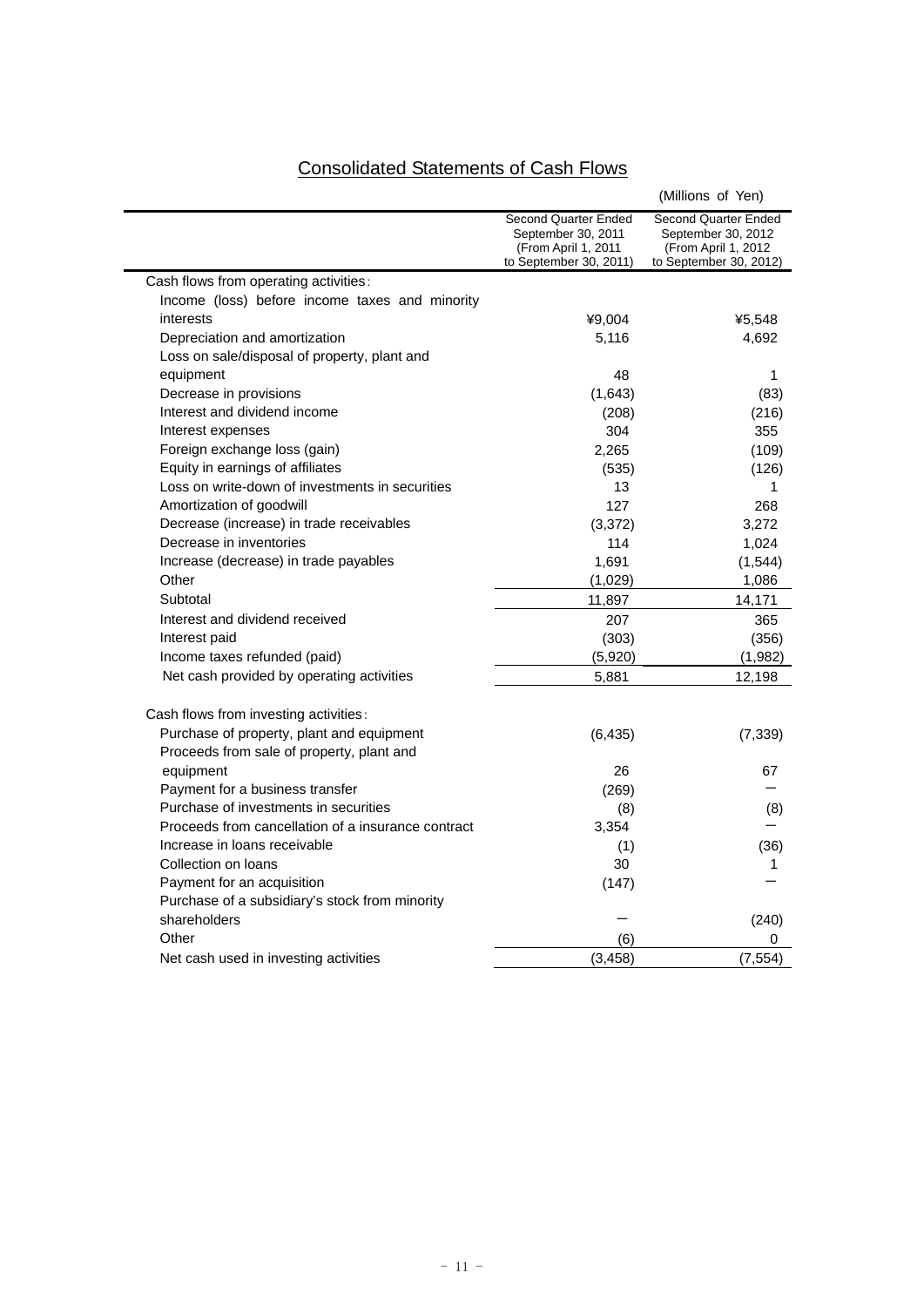## Consolidated Statements of Cash Flows

(Millions of Yen)

| | Second Quarter Ended September 30, 2011 (From April 1, 2011 to September 30, 2011) | Second Quarter Ended September 30, 2012 (From April 1, 2012 to September 30, 2012) |
|---|---|---|
| Cash flows from operating activities : | | |
| Income (loss) before income taxes and minority interests | ¥9,004 | ¥5,548 |
| Depreciation and amortization | 5,116 | 4,692 |
| Loss on sale/disposal of property, plant and equipment | 48 | 1 |
| Decrease in provisions | (1,643) | (83) |
| Interest and dividend income | (208) | (216) |
| Interest expenses | 304 | 355 |
| Foreign exchange loss (gain) | 2,265 | (109) |
| Equity in earnings of affiliates | (535) | (126) |
| Loss on write-down of investments in securities | 13 | 1 |
| Amortization of goodwill | 127 | 268 |
| Decrease (increase) in trade receivables | (3,372) | 3,272 |
| Decrease in inventories | 114 | 1,024 |
| Increase (decrease) in trade payables | 1,691 | (1,544) |
| Other | (1,029) | 1,086 |
| Subtotal | 11,897 | 14,171 |
| Interest and dividend received | 207 | 365 |
| Interest paid | (303) | (356) |
| Income taxes refunded (paid) | (5,920) | (1,982) |
| Net cash provided by operating activities | 5,881 | 12,198 |
| | | |
| Cash flows from investing activities : | | |
| Purchase of property, plant and equipment | (6,435) | (7,339) |
| Proceeds from sale of property, plant and equipment | 26 | 67 |
| Payment for a business transfer | (269) | － |
| Purchase of investments in securities | (8) | (8) |
| Proceeds from cancellation of a insurance contract | 3,354 | － |
| Increase in loans receivable | (1) | (36) |
| Collection on loans | 30 | 1 |
| Payment for an acquisition | (147) | － |
| Purchase of a subsidiary's stock from minority shareholders | － | (240) |
| Other | (6) | 0 |
| Net cash used in investing activities | (3,458) | (7,554) |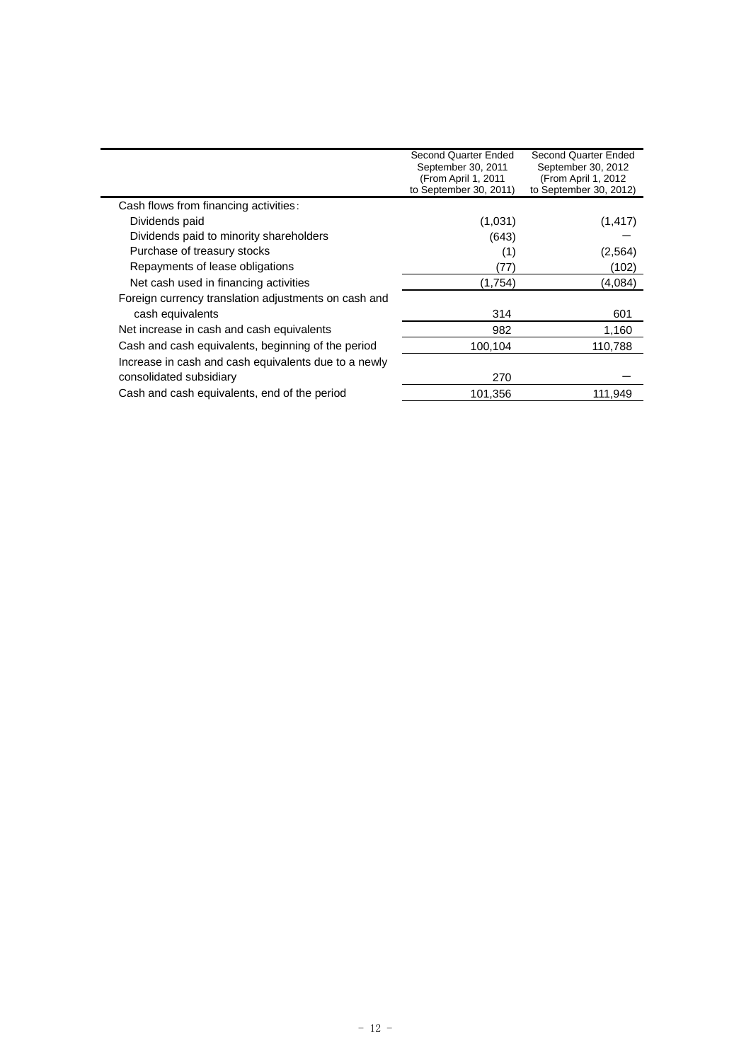| | Second Quarter Ended September 30, 2011 (From April 1, 2011 to September 30, 2011) | Second Quarter Ended September 30, 2012 (From April 1, 2012 to September 30, 2012) |
|---|---|---|
| Cash flows from financing activities: | | |
| Dividends paid | (1,031) | (1,417) |
| Dividends paid to minority shareholders | (643) | ― |
| Purchase of treasury stocks | (1) | (2,564) |
| Repayments of lease obligations | (77) | (102) |
| Net cash used in financing activities | (1,754) | (4,084) |
| Foreign currency translation adjustments on cash and cash equivalents | 314 | 601 |
| Net increase in cash and cash equivalents | 982 | 1,160 |
| Cash and cash equivalents, beginning of the period | 100,104 | 110,788 |
| Increase in cash and cash equivalents due to a newly consolidated subsidiary | 270 | ― |
| Cash and cash equivalents, end of the period | 101,356 | 111,949 |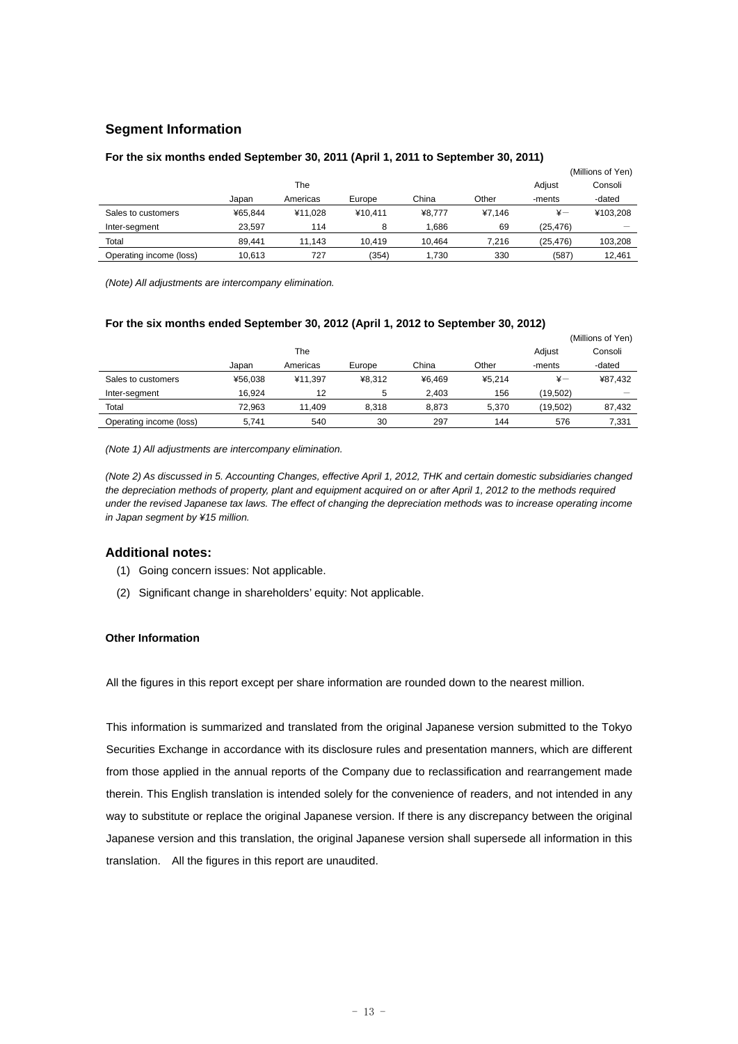## Segment Information

**For the six months ended September 30, 2011 (April 1, 2011 to September 30, 2011)**

(Millions of Yen)

| | Japan | The Americas | Europe | China | Other | Adjust -ments | Consoli -dated |
|---|---|---|---|---|---|---|---|
| Sales to customers | ¥65,844 | ¥11,028 | ¥10,411 | ¥8,777 | ¥7,146 | ¥− | ¥103,208 |
| Inter-segment | 23,597 | 114 | 8 | 1,686 | 69 | (25,476) | − |
| Total | 89,441 | 11,143 | 10,419 | 10,464 | 7,216 | (25,476) | 103,208 |
| Operating income (loss) | 10,613 | 727 | (354) | 1,730 | 330 | (587) | 12,461 |

*(Note) All adjustments are intercompany elimination.*

**For the six months ended September 30, 2012 (April 1, 2012 to September 30, 2012)**

(Millions of Yen)

| | Japan | The Americas | Europe | China | Other | Adjust -ments | Consoli -dated |
|---|---|---|---|---|---|---|---|
| Sales to customers | ¥56,038 | ¥11,397 | ¥8,312 | ¥6,469 | ¥5,214 | ¥− | ¥87,432 |
| Inter-segment | 16,924 | 12 | 5 | 2,403 | 156 | (19,502) | − |
| Total | 72,963 | 11,409 | 8,318 | 8,873 | 5,370 | (19,502) | 87,432 |
| Operating income (loss) | 5,741 | 540 | 30 | 297 | 144 | 576 | 7,331 |

*(Note 1) All adjustments are intercompany elimination.*

*(Note 2) As discussed in 5. Accounting Changes, effective April 1, 2012, THK and certain domestic subsidiaries changed the depreciation methods of property, plant and equipment acquired on or after April 1, 2012 to the methods required under the revised Japanese tax laws. The effect of changing the depreciation methods was to increase operating income in Japan segment by ¥15 million.*

## Additional notes:

(1) Going concern issues: Not applicable.

(2) Significant change in shareholders' equity: Not applicable.

**Other Information**

All the figures in this report except per share information are rounded down to the nearest million.

This information is summarized and translated from the original Japanese version submitted to the Tokyo Securities Exchange in accordance with its disclosure rules and presentation manners, which are different from those applied in the annual reports of the Company due to reclassification and rearrangement made therein. This English translation is intended solely for the convenience of readers, and not intended in any way to substitute or replace the original Japanese version. If there is any discrepancy between the original Japanese version and this translation, the original Japanese version shall supersede all information in this translation. All the figures in this report are unaudited.